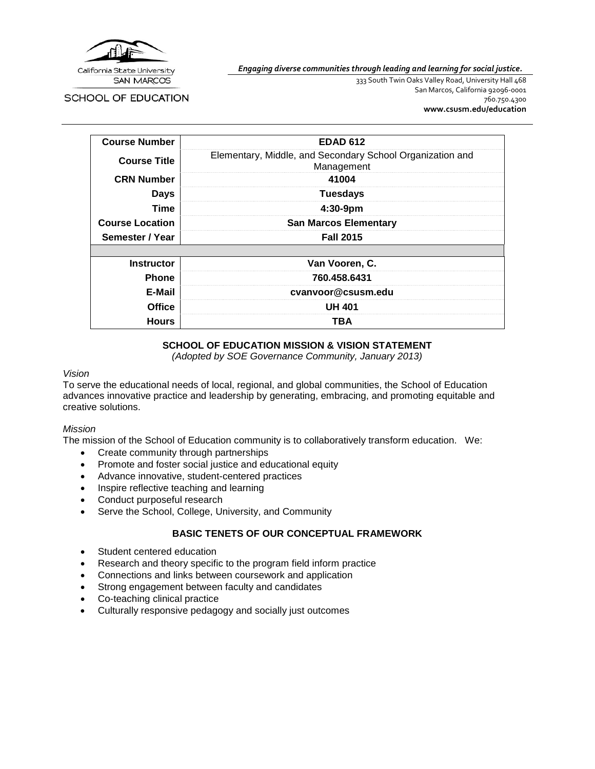California State University SAN MARCOS

SCHOOL OF EDUCATION

***Engaging diverse communities through leading and learning for social justice.***

333 South Twin Oaks Valley Road, University Hall 468
San Marcos, California 92096-0001
760.750.4300
**www.csusm.edu/education**

| | |
|---|---|
| **Course Number** | **EDAD 612** |
| **Course Title** | Elementary, Middle, and Secondary School Organization and Management |
| **CRN Number** | **41004** |
| **Days** | **Tuesdays** |
| **Time** | **4:30-9pm** |
| **Course Location** | **San Marcos Elementary** |
| **Semester / Year** | **Fall 2015** |
| | |
| **Instructor** | **Van Vooren, C.** |
| **Phone** | **760.458.6431** |
| **E-Mail** | **cvanvoor@csusm.edu** |
| **Office** | **UH 401** |
| **Hours** | **TBA** |

## SCHOOL OF EDUCATION MISSION & VISION STATEMENT

*(Adopted by SOE Governance Community, January 2013)*

*Vision*

To serve the educational needs of local, regional, and global communities, the School of Education advances innovative practice and leadership by generating, embracing, and promoting equitable and creative solutions.

*Mission*

The mission of the School of Education community is to collaboratively transform education. We:

- Create community through partnerships
- Promote and foster social justice and educational equity
- Advance innovative, student-centered practices
- Inspire reflective teaching and learning
- Conduct purposeful research
- Serve the School, College, University, and Community

## BASIC TENETS OF OUR CONCEPTUAL FRAMEWORK

- Student centered education
- Research and theory specific to the program field inform practice
- Connections and links between coursework and application
- Strong engagement between faculty and candidates
- Co-teaching clinical practice
- Culturally responsive pedagogy and socially just outcomes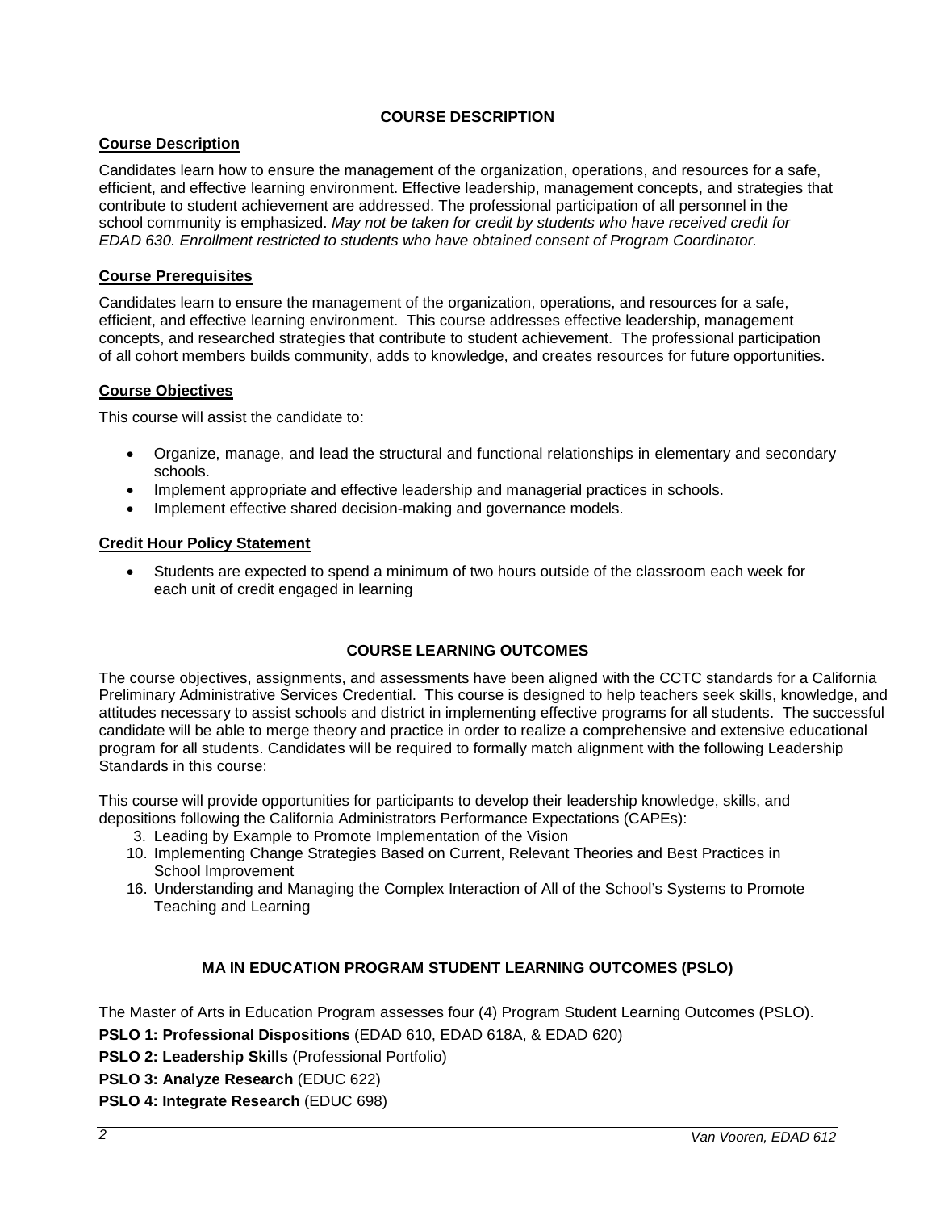## COURSE DESCRIPTION

### Course Description

Candidates learn how to ensure the management of the organization, operations, and resources for a safe, efficient, and effective learning environment. Effective leadership, management concepts, and strategies that contribute to student achievement are addressed. The professional participation of all personnel in the school community is emphasized. *May not be taken for credit by students who have received credit for EDAD 630. Enrollment restricted to students who have obtained consent of Program Coordinator.*

### Course Prerequisites

Candidates learn to ensure the management of the organization, operations, and resources for a safe, efficient, and effective learning environment. This course addresses effective leadership, management concepts, and researched strategies that contribute to student achievement. The professional participation of all cohort members builds community, adds to knowledge, and creates resources for future opportunities.

### Course Objectives

This course will assist the candidate to:

- Organize, manage, and lead the structural and functional relationships in elementary and secondary schools.
- Implement appropriate and effective leadership and managerial practices in schools.
- Implement effective shared decision-making and governance models.

### Credit Hour Policy Statement

- Students are expected to spend a minimum of two hours outside of the classroom each week for each unit of credit engaged in learning

## COURSE LEARNING OUTCOMES

The course objectives, assignments, and assessments have been aligned with the CCTC standards for a California Preliminary Administrative Services Credential. This course is designed to help teachers seek skills, knowledge, and attitudes necessary to assist schools and district in implementing effective programs for all students. The successful candidate will be able to merge theory and practice in order to realize a comprehensive and extensive educational program for all students. Candidates will be required to formally match alignment with the following Leadership Standards in this course:

This course will provide opportunities for participants to develop their leadership knowledge, skills, and depositions following the California Administrators Performance Expectations (CAPEs):

3. Leading by Example to Promote Implementation of the Vision
10. Implementing Change Strategies Based on Current, Relevant Theories and Best Practices in School Improvement
16. Understanding and Managing the Complex Interaction of All of the School's Systems to Promote Teaching and Learning

## MA IN EDUCATION PROGRAM STUDENT LEARNING OUTCOMES (PSLO)

The Master of Arts in Education Program assesses four (4) Program Student Learning Outcomes (PSLO).

**PSLO 1: Professional Dispositions** (EDAD 610, EDAD 618A, & EDAD 620)

**PSLO 2: Leadership Skills** (Professional Portfolio)

**PSLO 3: Analyze Research** (EDUC 622)

**PSLO 4: Integrate Research** (EDUC 698)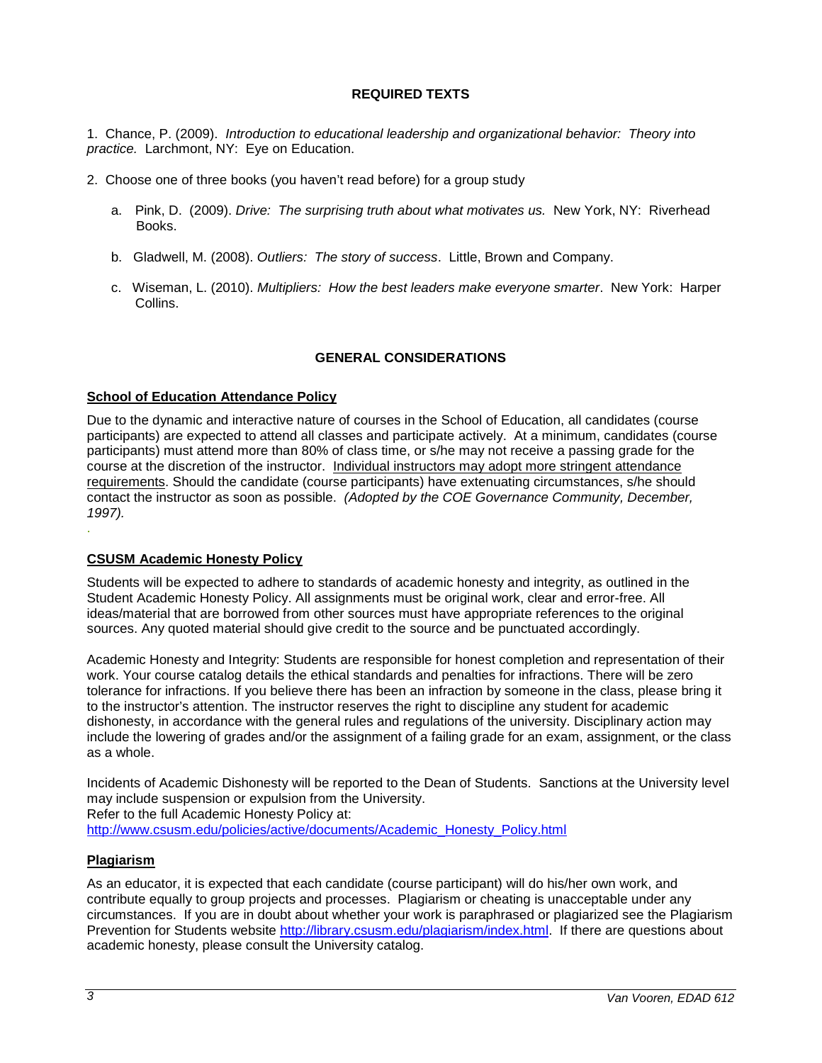## REQUIRED TEXTS

1. Chance, P. (2009). *Introduction to educational leadership and organizational behavior: Theory into practice.* Larchmont, NY: Eye on Education.

2. Choose one of three books (you haven't read before) for a group study

   a. Pink, D. (2009). *Drive: The surprising truth about what motivates us.* New York, NY: Riverhead Books.

   b. Gladwell, M. (2008). *Outliers: The story of success*. Little, Brown and Company.

   c. Wiseman, L. (2010). *Multipliers: How the best leaders make everyone smarter*. New York: Harper Collins.

## GENERAL CONSIDERATIONS

### School of Education Attendance Policy

Due to the dynamic and interactive nature of courses in the School of Education, all candidates (course participants) are expected to attend all classes and participate actively. At a minimum, candidates (course participants) must attend more than 80% of class time, or s/he may not receive a passing grade for the course at the discretion of the instructor. <u>Individual instructors may adopt more stringent attendance requirements</u>. Should the candidate (course participants) have extenuating circumstances, s/he should contact the instructor as soon as possible. *(Adopted by the COE Governance Community, December, 1997).*

### CSUSM Academic Honesty Policy

Students will be expected to adhere to standards of academic honesty and integrity, as outlined in the Student Academic Honesty Policy. All assignments must be original work, clear and error-free. All ideas/material that are borrowed from other sources must have appropriate references to the original sources. Any quoted material should give credit to the source and be punctuated accordingly.

Academic Honesty and Integrity: Students are responsible for honest completion and representation of their work. Your course catalog details the ethical standards and penalties for infractions. There will be zero tolerance for infractions. If you believe there has been an infraction by someone in the class, please bring it to the instructor's attention. The instructor reserves the right to discipline any student for academic dishonesty, in accordance with the general rules and regulations of the university. Disciplinary action may include the lowering of grades and/or the assignment of a failing grade for an exam, assignment, or the class as a whole.

Incidents of Academic Dishonesty will be reported to the Dean of Students. Sanctions at the University level may include suspension or expulsion from the University.
Refer to the full Academic Honesty Policy at:
http://www.csusm.edu/policies/active/documents/Academic_Honesty_Policy.html

### Plagiarism

As an educator, it is expected that each candidate (course participant) will do his/her own work, and contribute equally to group projects and processes. Plagiarism or cheating is unacceptable under any circumstances. If you are in doubt about whether your work is paraphrased or plagiarized see the Plagiarism Prevention for Students website http://library.csusm.edu/plagiarism/index.html. If there are questions about academic honesty, please consult the University catalog.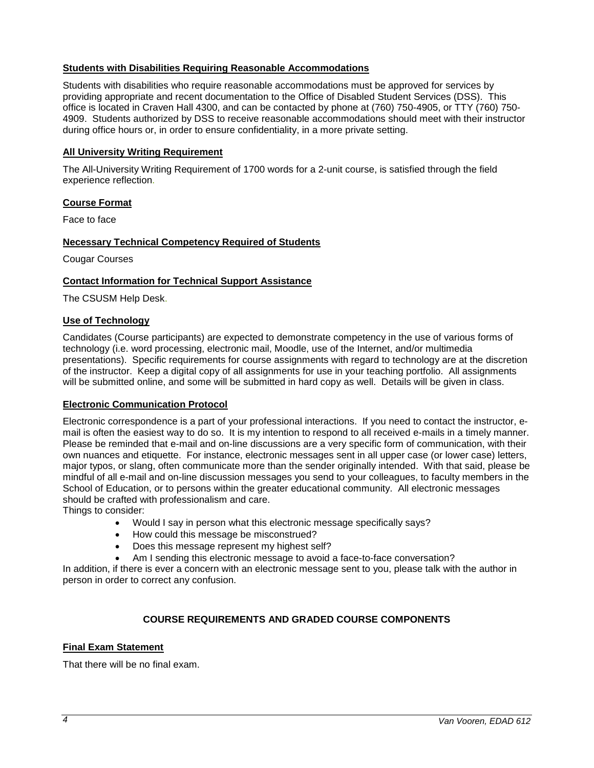## Students with Disabilities Requiring Reasonable Accommodations

Students with disabilities who require reasonable accommodations must be approved for services by providing appropriate and recent documentation to the Office of Disabled Student Services (DSS). This office is located in Craven Hall 4300, and can be contacted by phone at (760) 750-4905, or TTY (760) 750-4909. Students authorized by DSS to receive reasonable accommodations should meet with their instructor during office hours or, in order to ensure confidentiality, in a more private setting.

## All University Writing Requirement

The All-University Writing Requirement of 1700 words for a 2-unit course, is satisfied through the field experience reflection.

## Course Format

Face to face

## Necessary Technical Competency Required of Students

Cougar Courses

## Contact Information for Technical Support Assistance

The CSUSM Help Desk.

## Use of Technology

Candidates (Course participants) are expected to demonstrate competency in the use of various forms of technology (i.e. word processing, electronic mail, Moodle, use of the Internet, and/or multimedia presentations). Specific requirements for course assignments with regard to technology are at the discretion of the instructor. Keep a digital copy of all assignments for use in your teaching portfolio. All assignments will be submitted online, and some will be submitted in hard copy as well. Details will be given in class.

## Electronic Communication Protocol

Electronic correspondence is a part of your professional interactions. If you need to contact the instructor, e-mail is often the easiest way to do so. It is my intention to respond to all received e-mails in a timely manner. Please be reminded that e-mail and on-line discussions are a very specific form of communication, with their own nuances and etiquette. For instance, electronic messages sent in all upper case (or lower case) letters, major typos, or slang, often communicate more than the sender originally intended. With that said, please be mindful of all e-mail and on-line discussion messages you send to your colleagues, to faculty members in the School of Education, or to persons within the greater educational community. All electronic messages should be crafted with professionalism and care.

Things to consider:

- Would I say in person what this electronic message specifically says?
- How could this message be misconstrued?
- Does this message represent my highest self?
- Am I sending this electronic message to avoid a face-to-face conversation?

In addition, if there is ever a concern with an electronic message sent to you, please talk with the author in person in order to correct any confusion.

# COURSE REQUIREMENTS AND GRADED COURSE COMPONENTS

## Final Exam Statement

That there will be no final exam.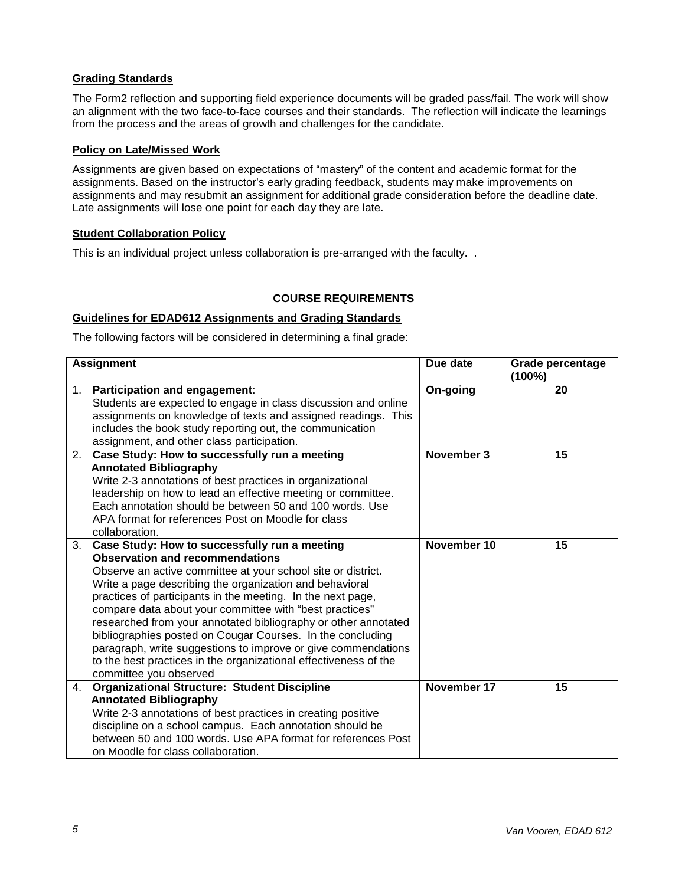**Grading Standards**

The Form2 reflection and supporting field experience documents will be graded pass/fail. The work will show an alignment with the two face-to-face courses and their standards. The reflection will indicate the learnings from the process and the areas of growth and challenges for the candidate.

**Policy on Late/Missed Work**

Assignments are given based on expectations of "mastery" of the content and academic format for the assignments. Based on the instructor's early grading feedback, students may make improvements on assignments and may resubmit an assignment for additional grade consideration before the deadline date. Late assignments will lose one point for each day they are late.

**Student Collaboration Policy**

This is an individual project unless collaboration is pre-arranged with the faculty. .

## COURSE REQUIREMENTS

**Guidelines for EDAD612 Assignments and Grading Standards**

The following factors will be considered in determining a final grade:

| Assignment | Due date | Grade percentage (100%) |
|---|---|---|
| 1. **Participation and engagement**: Students are expected to engage in class discussion and online assignments on knowledge of texts and assigned readings. This includes the book study reporting out, the communication assignment, and other class participation. | **On-going** | **20** |
| 2. **Case Study: How to successfully run a meeting Annotated Bibliography** Write 2-3 annotations of best practices in organizational leadership on how to lead an effective meeting or committee. Each annotation should be between 50 and 100 words. Use APA format for references Post on Moodle for class collaboration. | **November 3** | **15** |
| 3. **Case Study: How to successfully run a meeting Observation and recommendations** Observe an active committee at your school site or district. Write a page describing the organization and behavioral practices of participants in the meeting. In the next page, compare data about your committee with "best practices" researched from your annotated bibliography or other annotated bibliographies posted on Cougar Courses. In the concluding paragraph, write suggestions to improve or give commendations to the best practices in the organizational effectiveness of the committee you observed | **November 10** | **15** |
| 4. **Organizational Structure: Student Discipline Annotated Bibliography** Write 2-3 annotations of best practices in creating positive discipline on a school campus. Each annotation should be between 50 and 100 words. Use APA format for references Post on Moodle for class collaboration. | **November 17** | **15** |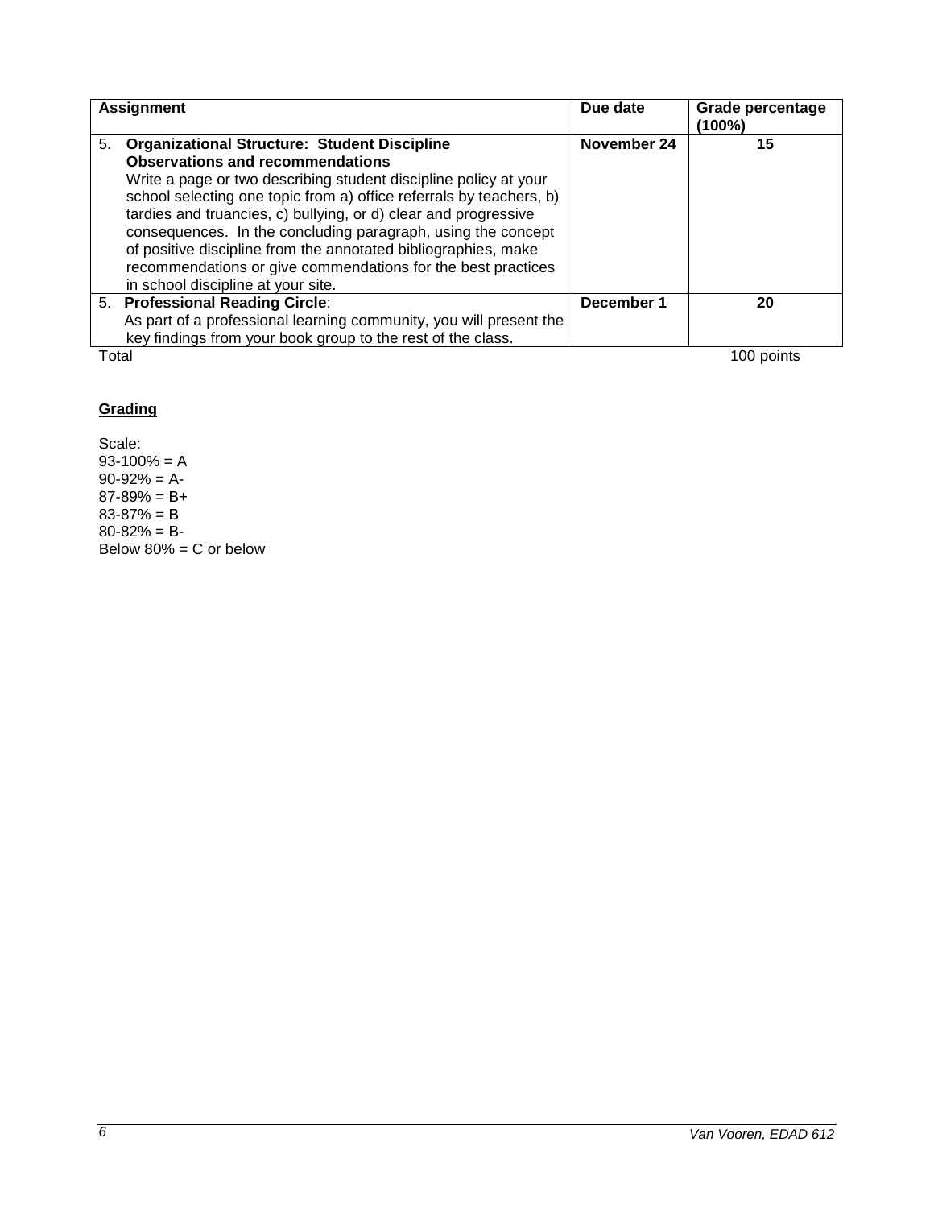| Assignment | Due date | Grade percentage (100%) |
|---|---|---|
| 5. **Organizational Structure: Student Discipline Observations and recommendations** Write a page or two describing student discipline policy at your school selecting one topic from a) office referrals by teachers, b) tardies and truancies, c) bullying, or d) clear and progressive consequences. In the concluding paragraph, using the concept of positive discipline from the annotated bibliographies, make recommendations or give commendations for the best practices in school discipline at your site. | **November 24** | **15** |
| 5. **Professional Reading Circle**: As part of a professional learning community, you will present the key findings from your book group to the rest of the class. | **December 1** | **20** |
| Total | | 100 points |

**Grading**

Scale:
93-100% = A
90-92% = A-
87-89% = B+
83-87% = B
80-82% = B-
Below 80% = C or below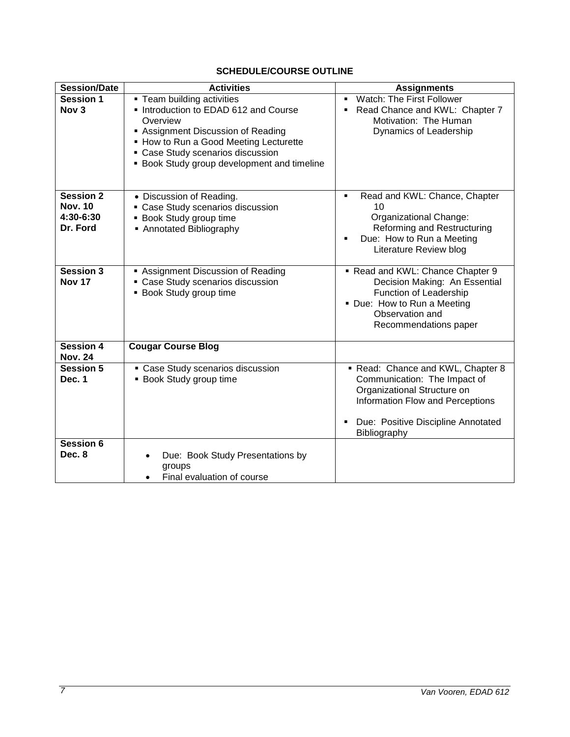**SCHEDULE/COURSE OUTLINE**

| Session/Date | Activities | Assignments |
|---|---|---|
| **Session 1 Nov 3** | ▪ Team building activities<br>▪ Introduction to EDAD 612 and Course Overview<br>▪ Assignment Discussion of Reading<br>▪ How to Run a Good Meeting Lecturette<br>▪ Case Study scenarios discussion<br>▪ Book Study group development and timeline | ▪ Watch: The First Follower<br>▪ Read Chance and KWL: Chapter 7 Motivation: The Human Dynamics of Leadership |
| **Session 2 Nov. 10 4:30-6:30 Dr. Ford** | • Discussion of Reading.<br>▪ Case Study scenarios discussion<br>▪ Book Study group time<br>▪ Annotated Bibliography | ▪ Read and KWL: Chance, Chapter 10 Organizational Change: Reforming and Restructuring<br>▪ Due: How to Run a Meeting Literature Review blog |
| **Session 3 Nov 17** | ▪ Assignment Discussion of Reading<br>▪ Case Study scenarios discussion<br>▪ Book Study group time | ▪ Read and KWL: Chance Chapter 9 Decision Making: An Essential Function of Leadership<br>▪ Due: How to Run a Meeting Observation and Recommendations paper |
| **Session 4 Nov. 24** | **Cougar Course Blog** | |
| **Session 5 Dec. 1** | ▪ Case Study scenarios discussion<br>▪ Book Study group time | ▪ Read: Chance and KWL, Chapter 8 Communication: The Impact of Organizational Structure on Information Flow and Perceptions<br>▪ Due: Positive Discipline Annotated Bibliography |
| **Session 6 Dec. 8** | • Due: Book Study Presentations by groups<br>• Final evaluation of course | |